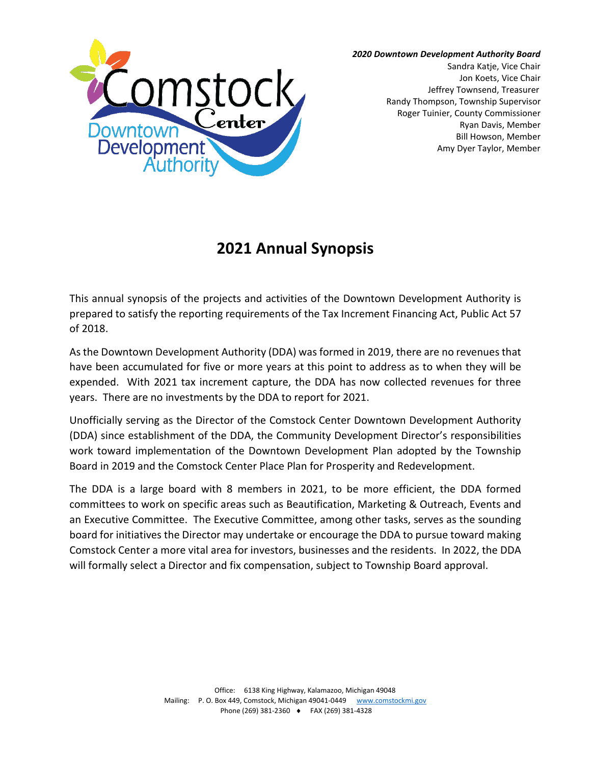*2020 Downtown Development Authority Board*
Sandra Katje, Vice Chair
Jon Koets, Vice Chair
Jeffrey Townsend, Treasurer
Randy Thompson, Township Supervisor
Roger Tuinier, County Commissioner
Ryan Davis, Member
Bill Howson, Member
Amy Dyer Taylor, Member

# 2021 Annual Synopsis

This annual synopsis of the projects and activities of the Downtown Development Authority is prepared to satisfy the reporting requirements of the Tax Increment Financing Act, Public Act 57 of 2018.

As the Downtown Development Authority (DDA) was formed in 2019, there are no revenues that have been accumulated for five or more years at this point to address as to when they will be expended. With 2021 tax increment capture, the DDA has now collected revenues for three years. There are no investments by the DDA to report for 2021.

Unofficially serving as the Director of the Comstock Center Downtown Development Authority (DDA) since establishment of the DDA, the Community Development Director's responsibilities work toward implementation of the Downtown Development Plan adopted by the Township Board in 2019 and the Comstock Center Place Plan for Prosperity and Redevelopment.

The DDA is a large board with 8 members in 2021, to be more efficient, the DDA formed committees to work on specific areas such as Beautification, Marketing & Outreach, Events and an Executive Committee. The Executive Committee, among other tasks, serves as the sounding board for initiatives the Director may undertake or encourage the DDA to pursue toward making Comstock Center a more vital area for investors, businesses and the residents. In 2022, the DDA will formally select a Director and fix compensation, subject to Township Board approval.

Office: 6138 King Highway, Kalamazoo, Michigan 49048
Mailing: P. O. Box 449, Comstock, Michigan 49041-0449 www.comstockmi.gov
Phone (269) 381-2360 ♦ FAX (269) 381-4328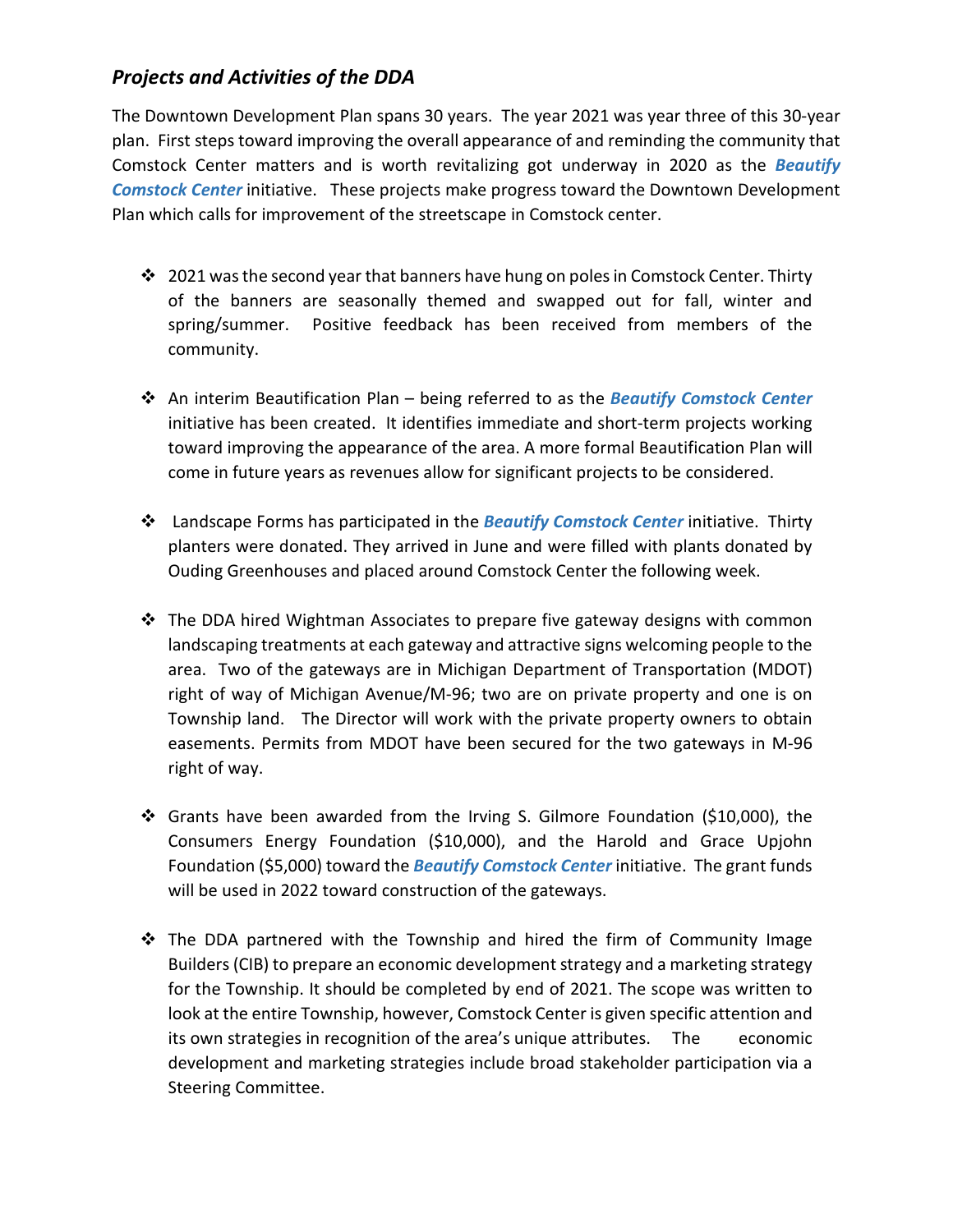## *Projects and Activities of the DDA*

The Downtown Development Plan spans 30 years. The year 2021 was year three of this 30-year plan. First steps toward improving the overall appearance of and reminding the community that Comstock Center matters and is worth revitalizing got underway in 2020 as the ***Beautify Comstock Center*** initiative. These projects make progress toward the Downtown Development Plan which calls for improvement of the streetscape in Comstock center.

- 2021 was the second year that banners have hung on poles in Comstock Center. Thirty of the banners are seasonally themed and swapped out for fall, winter and spring/summer. Positive feedback has been received from members of the community.
- An interim Beautification Plan – being referred to as the ***Beautify Comstock Center*** initiative has been created. It identifies immediate and short-term projects working toward improving the appearance of the area. A more formal Beautification Plan will come in future years as revenues allow for significant projects to be considered.
- Landscape Forms has participated in the ***Beautify Comstock Center*** initiative. Thirty planters were donated. They arrived in June and were filled with plants donated by Ouding Greenhouses and placed around Comstock Center the following week.
- The DDA hired Wightman Associates to prepare five gateway designs with common landscaping treatments at each gateway and attractive signs welcoming people to the area. Two of the gateways are in Michigan Department of Transportation (MDOT) right of way of Michigan Avenue/M-96; two are on private property and one is on Township land. The Director will work with the private property owners to obtain easements. Permits from MDOT have been secured for the two gateways in M-96 right of way.
- Grants have been awarded from the Irving S. Gilmore Foundation ($10,000), the Consumers Energy Foundation ($10,000), and the Harold and Grace Upjohn Foundation ($5,000) toward the ***Beautify Comstock Center*** initiative. The grant funds will be used in 2022 toward construction of the gateways.
- The DDA partnered with the Township and hired the firm of Community Image Builders (CIB) to prepare an economic development strategy and a marketing strategy for the Township. It should be completed by end of 2021. The scope was written to look at the entire Township, however, Comstock Center is given specific attention and its own strategies in recognition of the area's unique attributes. The economic development and marketing strategies include broad stakeholder participation via a Steering Committee.